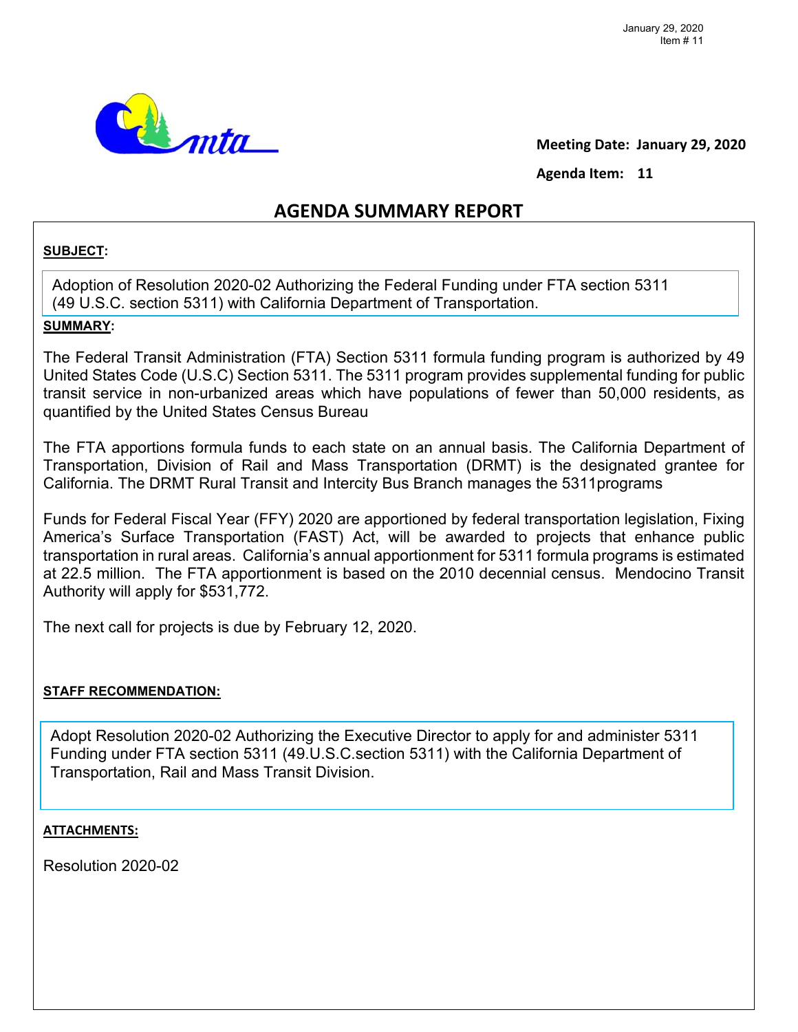Meeting Date: **January 29, 2020**

Agenda Item: **11**

## AGENDA SUMMARY REPORT

**SUBJECT:**

Adoption of Resolution 2020-02 Authorizing the Federal Funding under FTA section 5311 (49 U.S.C. section 5311) with California Department of Transportation.

**SUMMARY:**

The Federal Transit Administration (FTA) Section 5311 formula funding program is authorized by 49 United States Code (U.S.C) Section 5311. The 5311 program provides supplemental funding for public transit service in non-urbanized areas which have populations of fewer than 50,000 residents, as quantified by the United States Census Bureau

The FTA apportions formula funds to each state on an annual basis. The California Department of Transportation, Division of Rail and Mass Transportation (DRMT) is the designated grantee for California. The DRMT Rural Transit and Intercity Bus Branch manages the 5311programs

Funds for Federal Fiscal Year (FFY) 2020 are apportioned by federal transportation legislation, Fixing America's Surface Transportation (FAST) Act, will be awarded to projects that enhance public transportation in rural areas. California's annual apportionment for 5311 formula programs is estimated at 22.5 million. The FTA apportionment is based on the 2010 decennial census. Mendocino Transit Authority will apply for $531,772.

The next call for projects is due by February 12, 2020.

**STAFF RECOMMENDATION:**

Adopt Resolution 2020-02 Authorizing the Executive Director to apply for and administer 5311 Funding under FTA section 5311 (49.U.S.C.section 5311) with the California Department of Transportation, Rail and Mass Transit Division.

**ATTACHMENTS:**

Resolution 2020-02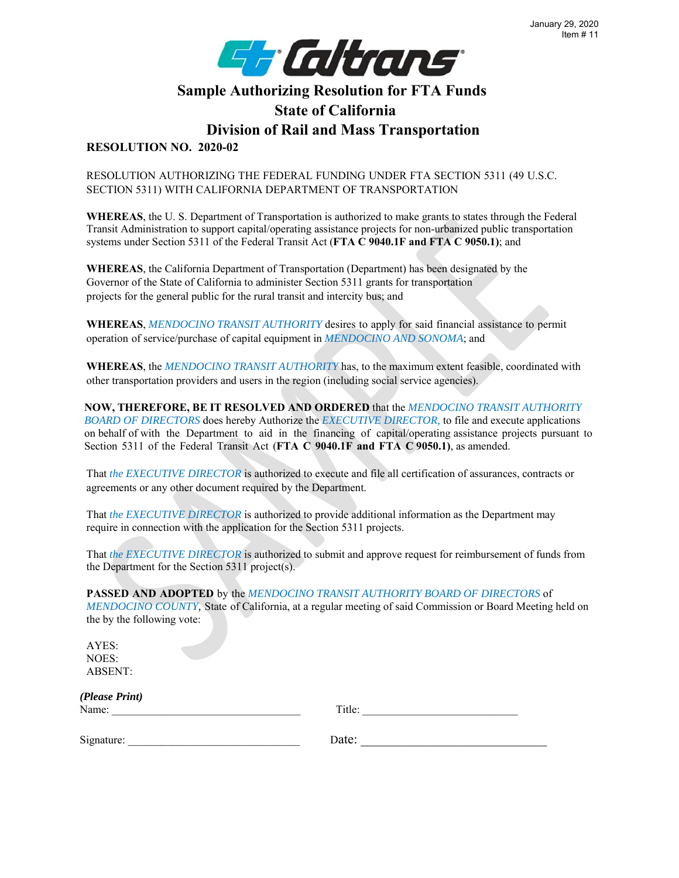January 29, 2020
Item # 11

Caltrans

# Sample Authorizing Resolution for FTA Funds
## State of California
## Division of Rail and Mass Transportation

**RESOLUTION NO. 2020-02**

RESOLUTION AUTHORIZING THE FEDERAL FUNDING UNDER FTA SECTION 5311 (49 U.S.C. SECTION 5311) WITH CALIFORNIA DEPARTMENT OF TRANSPORTATION

**WHEREAS**, the U. S. Department of Transportation is authorized to make grants to states through the Federal Transit Administration to support capital/operating assistance projects for non-urbanized public transportation systems under Section 5311 of the Federal Transit Act (**FTA C 9040.1F and FTA C 9050.1)**; and

**WHEREAS**, the California Department of Transportation (Department) has been designated by the Governor of the State of California to administer Section 5311 grants for transportation projects for the general public for the rural transit and intercity bus; and

**WHEREAS**, *MENDOCINO TRANSIT AUTHORITY* desires to apply for said financial assistance to permit operation of service/purchase of capital equipment in *MENDOCINO AND SONOMA*; and

**WHEREAS**, the *MENDOCINO TRANSIT AUTHORITY* has, to the maximum extent feasible, coordinated with other transportation providers and users in the region (including social service agencies).

**NOW, THEREFORE, BE IT RESOLVED AND ORDERED** that the *MENDOCINO TRANSIT AUTHORITY BOARD OF DIRECTORS* does hereby Authorize the *EXECUTIVE DIRECTOR,* to file and execute applications on behalf of with the Department to aid in the financing of capital/operating assistance projects pursuant to Section 5311 of the Federal Transit Act (**FTA C 9040.1F and FTA C 9050.1)**, as amended.

That *the EXECUTIVE DIRECTOR* is authorized to execute and file all certification of assurances, contracts or agreements or any other document required by the Department.

That *the EXECUTIVE DIRECTOR* is authorized to provide additional information as the Department may require in connection with the application for the Section 5311 projects.

That *the EXECUTIVE DIRECTOR* is authorized to submit and approve request for reimbursement of funds from the Department for the Section 5311 project(s).

**PASSED AND ADOPTED** by the *MENDOCINO TRANSIT AUTHORITY BOARD OF DIRECTORS* of *MENDOCINO COUNTY*, State of California, at a regular meeting of said Commission or Board Meeting held on the by the following vote:

AYES:
NOES:
ABSENT:

***(Please Print)***
Name: ________________________________ Title: __________________________

Signature: ____________________________ Date: ______________________________